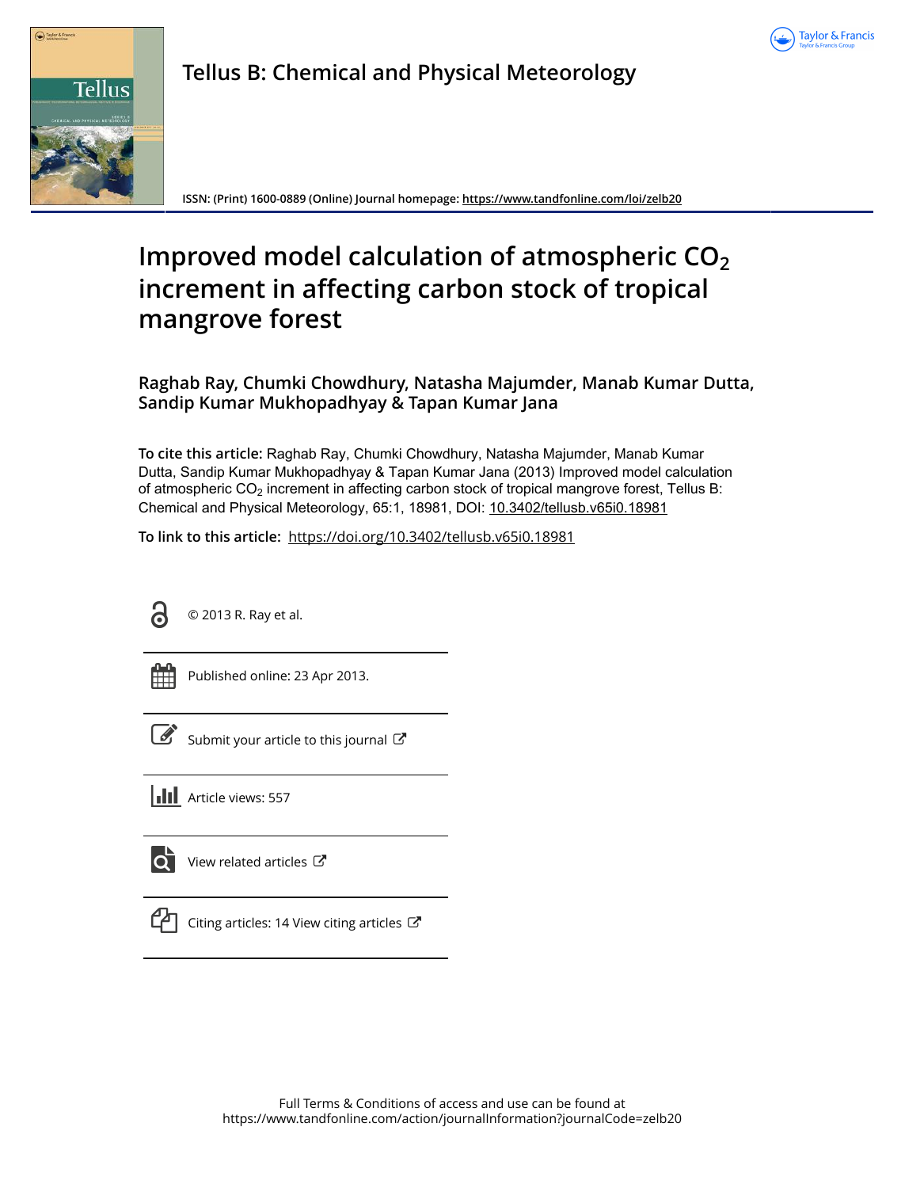Tellus B: Chemical and Physical Meteorology

ISSN: (Print) 1600-0889 (Online) Journal homepage: https://www.tandfonline.com/loi/zelb20

# Improved model calculation of atmospheric $CO_2$ increment in affecting carbon stock of tropical mangrove forest

**Raghab Ray, Chumki Chowdhury, Natasha Majumder, Manab Kumar Dutta, Sandip Kumar Mukhopadhyay & Tapan Kumar Jana**

**To cite this article:** Raghab Ray, Chumki Chowdhury, Natasha Majumder, Manab Kumar Dutta, Sandip Kumar Mukhopadhyay & Tapan Kumar Jana (2013) Improved model calculation of atmospheric $CO_2$ increment in affecting carbon stock of tropical mangrove forest, Tellus B: Chemical and Physical Meteorology, 65:1, 18981, DOI: 10.3402/tellusb.v65i0.18981

**To link to this article:** https://doi.org/10.3402/tellusb.v65i0.18981

© 2013 R. Ray et al.

Published online: 23 Apr 2013.

Submit your article to this journal

Article views: 557

View related articles

Citing articles: 14 View citing articles

Full Terms & Conditions of access and use can be found at https://www.tandfonline.com/action/journalInformation?journalCode=zelb20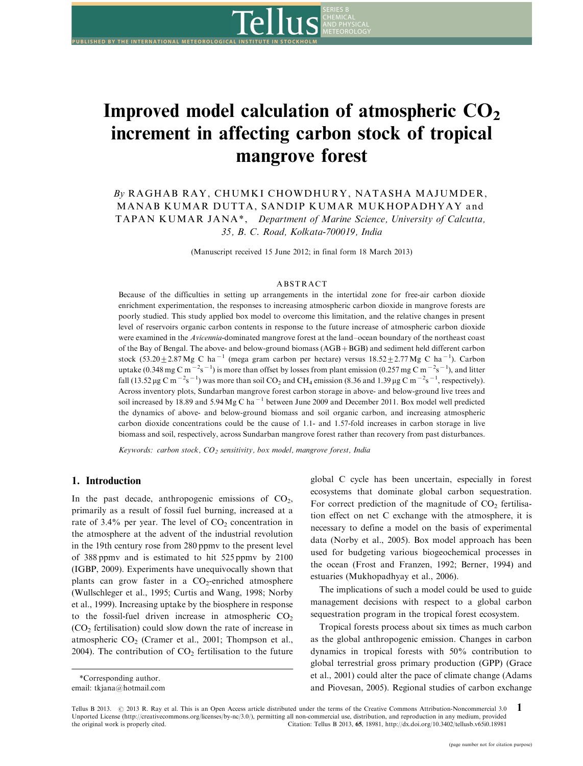# Improved model calculation of atmospheric $CO_2$ increment in affecting carbon stock of tropical mangrove forest

*By* RAGHAB RAY, CHUMKI CHOWDHURY, NATASHA MAJUMDER, MANAB KUMAR DUTTA, SANDIP KUMAR MUKHOPADHYAY and TAPAN KUMAR JANA*, *Department of Marine Science, University of Calcutta, 35, B. C. Road, Kolkata-700019, India*

(Manuscript received 15 June 2012; in final form 18 March 2013)

## ABSTRACT

Because of the difficulties in setting up arrangements in the intertidal zone for free-air carbon dioxide enrichment experimentation, the responses to increasing atmospheric carbon dioxide in mangrove forests are poorly studied. This study applied box model to overcome this limitation, and the relative changes in present level of reservoirs organic carbon contents in response to the future increase of atmospheric carbon dioxide were examined in the *Avicennia*-dominated mangrove forest at the land–ocean boundary of the northeast coast of the Bay of Bengal. The above- and below-ground biomass (AGB + BGB) and sediment held different carbon stock ($53.20 \pm 2.87$ Mg C ha$^{-1}$ (mega gram carbon per hectare) versus $18.52 \pm 2.77$ Mg C ha$^{-1}$). Carbon uptake (0.348 mg C m$^{-2}$s$^{-1}$) is more than offset by losses from plant emission (0.257 mg C m$^{-2}$s$^{-1}$), and litter fall (13.52 μg C m$^{-2}$s$^{-1}$) was more than soil $CO_2$ and $CH_4$ emission (8.36 and 1.39 μg C m$^{-2}$s$^{-1}$, respectively). Across inventory plots, Sundarban mangrove forest carbon storage in above- and below-ground live trees and soil increased by 18.89 and 5.94 Mg C ha$^{-1}$ between June 2009 and December 2011. Box model well predicted the dynamics of above- and below-ground biomass and soil organic carbon, and increasing atmospheric carbon dioxide concentrations could be the cause of 1.1- and 1.57-fold increases in carbon storage in live biomass and soil, respectively, across Sundarban mangrove forest rather than recovery from past disturbances.

*Keywords:* *carbon stock, $CO_2$ sensitivity, box model, mangrove forest, India*

## 1. Introduction

In the past decade, anthropogenic emissions of $CO_2$, primarily as a result of fossil fuel burning, increased at a rate of 3.4% per year. The level of $CO_2$ concentration in the atmosphere at the advent of the industrial revolution in the 19th century rose from 280 ppmv to the present level of 388 ppmv and is estimated to hit 525 ppmv by 2100 (IGBP, 2009). Experiments have unequivocally shown that plants can grow faster in a $CO_2$-enriched atmosphere (Wullschleger et al., 1995; Curtis and Wang, 1998; Norby et al., 1999). Increasing uptake by the biosphere in response to the fossil-fuel driven increase in atmospheric $CO_2$ ($CO_2$ fertilisation) could slow down the rate of increase in atmospheric $CO_2$ (Cramer et al., 2001; Thompson et al., 2004). The contribution of $CO_2$ fertilisation to the future global C cycle has been uncertain, especially in forest ecosystems that dominate global carbon sequestration. For correct prediction of the magnitude of $CO_2$ fertilisation effect on net C exchange with the atmosphere, it is necessary to define a model on the basis of experimental data (Norby et al., 2005). Box model approach has been used for budgeting various biogeochemical processes in the ocean (Frost and Franzen, 1992; Berner, 1994) and estuaries (Mukhopadhyay et al., 2006).

The implications of such a model could be used to guide management decisions with respect to a global carbon sequestration program in the tropical forest ecosystem.

Tropical forests process about six times as much carbon as the global anthropogenic emission. Changes in carbon dynamics in tropical forests with 50% contribution to global terrestrial gross primary production (GPP) (Grace et al., 2001) could alter the pace of climate change (Adams and Piovesan, 2005). Regional studies of carbon exchange

*Corresponding author.
email: tkjana@hotmail.com

Tellus B 2013. © 2013 R. Ray et al. This is an Open Access article distributed under the terms of the Creative Commons Attribution-Noncommercial 3.0 Unported License (http://creativecommons.org/licenses/by-nc/3.0/), permitting all non-commercial use, distribution, and reproduction in any medium, provided the original work is properly cited. Citation: Tellus B 2013, 65, 18981, http://dx.doi.org/10.3402/tellusb.v65i0.18981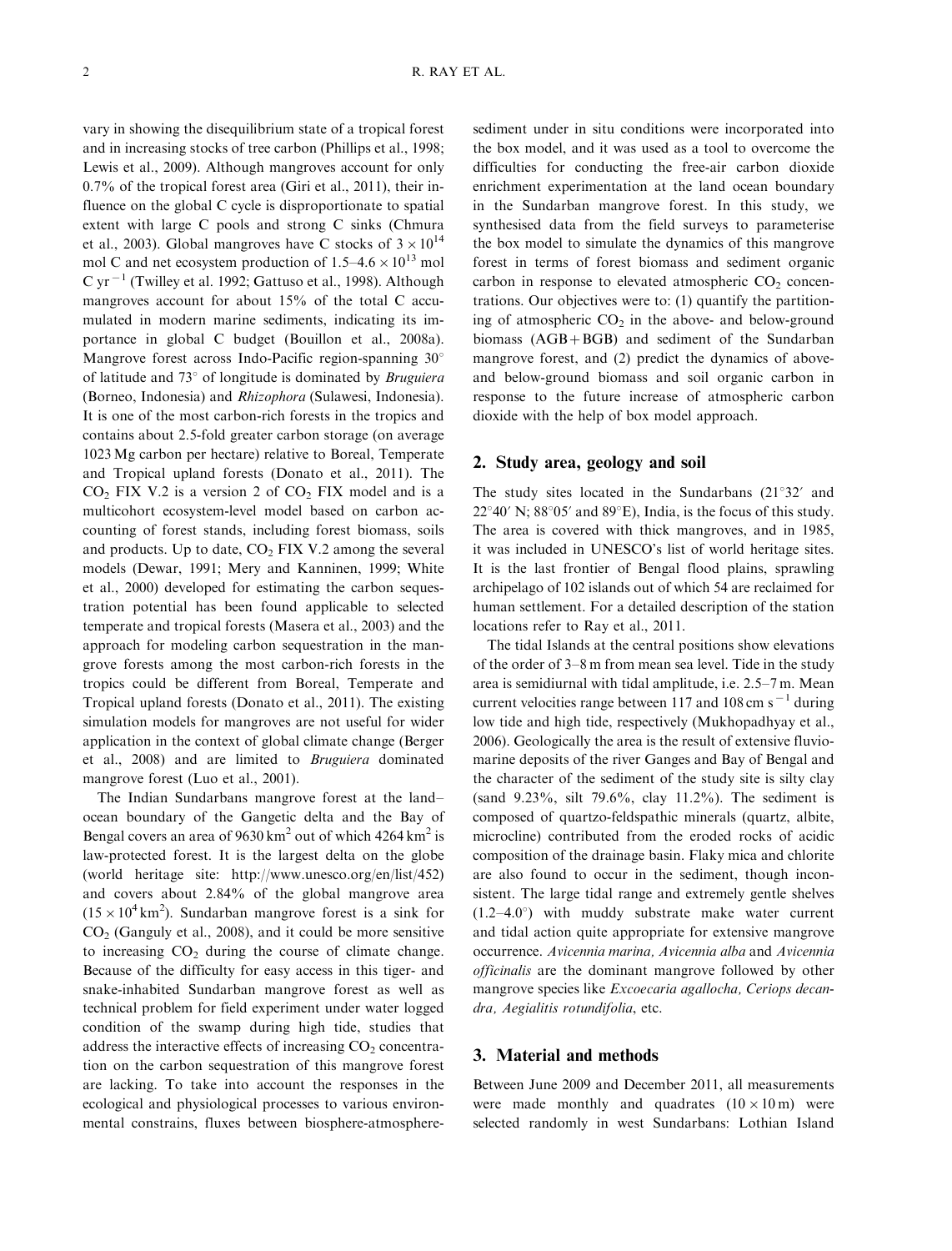vary in showing the disequilibrium state of a tropical forest and in increasing stocks of tree carbon (Phillips et al., 1998; Lewis et al., 2009). Although mangroves account for only 0.7% of the tropical forest area (Giri et al., 2011), their influence on the global C cycle is disproportionate to spatial extent with large C pools and strong C sinks (Chmura et al., 2003). Global mangroves have C stocks of $3 \times 10^{14}$ mol C and net ecosystem production of $1.5–4.6 \times 10^{13}$ mol C $yr^{-1}$ (Twilley et al. 1992; Gattuso et al., 1998). Although mangroves account for about 15% of the total C accumulated in modern marine sediments, indicating its importance in global C budget (Bouillon et al., 2008a). Mangrove forest across Indo-Pacific region-spanning 30° of latitude and 73° of longitude is dominated by *Bruguiera* (Borneo, Indonesia) and *Rhizophora* (Sulawesi, Indonesia). It is one of the most carbon-rich forests in the tropics and contains about 2.5-fold greater carbon storage (on average 1023 Mg carbon per hectare) relative to Boreal, Temperate and Tropical upland forests (Donato et al., 2011). The $CO_2$ FIX V.2 is a version 2 of $CO_2$ FIX model and is a multicohort ecosystem-level model based on carbon accounting of forest stands, including forest biomass, soils and products. Up to date, $CO_2$ FIX V.2 among the several models (Dewar, 1991; Mery and Kanninen, 1999; White et al., 2000) developed for estimating the carbon sequestration potential has been found applicable to selected temperate and tropical forests (Masera et al., 2003) and the approach for modeling carbon sequestration in the mangrove forests among the most carbon-rich forests in the tropics could be different from Boreal, Temperate and Tropical upland forests (Donato et al., 2011). The existing simulation models for mangroves are not useful for wider application in the context of global climate change (Berger et al., 2008) and are limited to *Bruguiera* dominated mangrove forest (Luo et al., 2001).

The Indian Sundarbans mangrove forest at the land–ocean boundary of the Gangetic delta and the Bay of Bengal covers an area of 9630 $km^2$ out of which 4264 $km^2$ is law-protected forest. It is the largest delta on the globe (world heritage site: http://www.unesco.org/en/list/452) and covers about 2.84% of the global mangrove area ($15 \times 10^4$ $km^2$). Sundarban mangrove forest is a sink for $CO_2$ (Ganguly et al., 2008), and it could be more sensitive to increasing $CO_2$ during the course of climate change. Because of the difficulty for easy access in this tiger- and snake-inhabited Sundarban mangrove forest as well as technical problem for field experiment under water logged condition of the swamp during high tide, studies that address the interactive effects of increasing $CO_2$ concentration on the carbon sequestration of this mangrove forest are lacking. To take into account the responses in the ecological and physiological processes to various environmental constrains, fluxes between biosphere-atmosphere-sediment under in situ conditions were incorporated into the box model, and it was used as a tool to overcome the difficulties for conducting the free-air carbon dioxide enrichment experimentation at the land ocean boundary in the Sundarban mangrove forest. In this study, we synthesised data from the field surveys to parameterise the box model to simulate the dynamics of this mangrove forest in terms of forest biomass and sediment organic carbon in response to elevated atmospheric $CO_2$ concentrations. Our objectives were to: (1) quantify the partitioning of atmospheric $CO_2$ in the above- and below-ground biomass (AGB + BGB) and sediment of the Sundarban mangrove forest, and (2) predict the dynamics of above- and below-ground biomass and soil organic carbon in response to the future increase of atmospheric carbon dioxide with the help of box model approach.

## 2. Study area, geology and soil

The study sites located in the Sundarbans (21°32′ and 22°40′ N; 88°05′ and 89°E), India, is the focus of this study. The area is covered with thick mangroves, and in 1985, it was included in UNESCO's list of world heritage sites. It is the last frontier of Bengal flood plains, sprawling archipelago of 102 islands out of which 54 are reclaimed for human settlement. For a detailed description of the station locations refer to Ray et al., 2011.

The tidal Islands at the central positions show elevations of the order of 3–8 m from mean sea level. Tide in the study area is semidiurnal with tidal amplitude, i.e. 2.5–7 m. Mean current velocities range between 117 and 108 cm $s^{-1}$ during low tide and high tide, respectively (Mukhopadhyay et al., 2006). Geologically the area is the result of extensive fluvio-marine deposits of the river Ganges and Bay of Bengal and the character of the sediment of the study site is silty clay (sand 9.23%, silt 79.6%, clay 11.2%). The sediment is composed of quartzo-feldspathic minerals (quartz, albite, microcline) contributed from the eroded rocks of acidic composition of the drainage basin. Flaky mica and chlorite are also found to occur in the sediment, though inconsistent. The large tidal range and extremely gentle shelves (1.2–4.0°) with muddy substrate make water current and tidal action quite appropriate for extensive mangrove occurrence. *Avicennia marina, Avicennia alba* and *Avicennia officinalis* are the dominant mangrove followed by other mangrove species like *Excoecaria agallocha, Ceriops decandra, Aegialitis rotundifolia*, etc.

## 3. Material and methods

Between June 2009 and December 2011, all measurements were made monthly and quadrates (10 × 10 m) were selected randomly in west Sundarbans: Lothian Island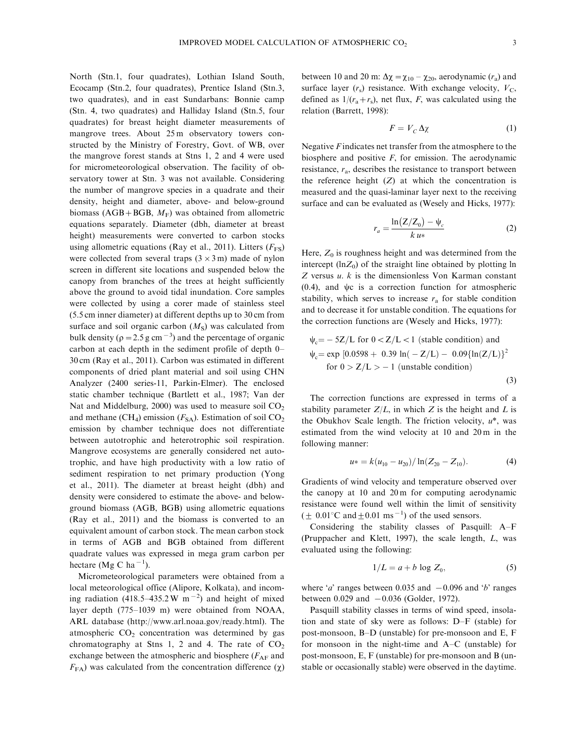North (Stn.1, four quadrates), Lothian Island South, Ecocamp (Stn.2, four quadrates), Prentice Island (Stn.3, two quadrates), and in east Sundarbans: Bonnie camp (Stn. 4, two quadrates) and Halliday Island (Stn.5, four quadrates) for breast height diameter measurements of mangrove trees. About 25 m observatory towers constructed by the Ministry of Forestry, Govt. of WB, over the mangrove forest stands at Stns 1, 2 and 4 were used for micrometeorological observation. The facility of observatory tower at Stn. 3 was not available. Considering the number of mangrove species in a quadrate and their density, height and diameter, above- and below-ground biomass (AGB + BGB, $M_F$) was obtained from allometric equations separately. Diameter (dbh, diameter at breast height) measurements were converted to carbon stocks using allometric equations (Ray et al., 2011). Litters ($F_{FS}$) were collected from several traps ($3 \times 3$ m) made of nylon screen in different site locations and suspended below the canopy from branches of the trees at height sufficiently above the ground to avoid tidal inundation. Core samples were collected by using a corer made of stainless steel (5.5 cm inner diameter) at different depths up to 30 cm from surface and soil organic carbon ($M_S$) was calculated from bulk density ($\rho = 2.5\,\mathrm{g\,cm^{-3}}$) and the percentage of organic carbon at each depth in the sediment profile of depth 0–30 cm (Ray et al., 2011). Carbon was estimated in different components of dried plant material and soil using CHN Analyzer (2400 series-11, Parkin-Elmer). The enclosed static chamber technique (Bartlett et al., 1987; Van der Nat and Middelburg, 2000) was used to measure soil $CO_2$ and methane ($CH_4$) emission ($F_{SA}$). Estimation of soil $CO_2$ emission by chamber technique does not differentiate between autotrophic and heterotrophic soil respiration. Mangrove ecosystems are generally considered net autotrophic, and have high productivity with a low ratio of sediment respiration to net primary production (Yong et al., 2011). The diameter at breast height (dbh) and density were considered to estimate the above- and below-ground biomass (AGB, BGB) using allometric equations (Ray et al., 2011) and the biomass is converted to an equivalent amount of carbon stock. The mean carbon stock in terms of AGB and BGB obtained from different quadrate values was expressed in mega gram carbon per hectare (Mg C $\mathrm{ha^{-1}}$).

Micrometeorological parameters were obtained from a local meteorological office (Alipore, Kolkata), and incoming radiation (418.5–435.2 W $\mathrm{m^{-2}}$) and height of mixed layer depth (775–1039 m) were obtained from NOAA, ARL database (http://www.arl.noaa.gov/ready.html). The atmospheric $CO_2$ concentration was determined by gas chromatography at Stns 1, 2 and 4. The rate of $CO_2$ exchange between the atmospheric and biosphere ($F_{AF}$ and $F_{FA}$) was calculated from the concentration difference ($\chi$) between 10 and 20 m: $\Delta\chi = \chi_{10} - \chi_{20}$, aerodynamic ($r_a$) and surface layer ($r_s$) resistance. With exchange velocity, $V_C$, defined as $1/(r_a + r_s)$, net flux, $F$, was calculated using the relation (Barrett, 1998):

$$F = V_C\,\Delta\chi \tag{1}$$

Negative $F$ indicates net transfer from the atmosphere to the biosphere and positive $F$, for emission. The aerodynamic resistance, $r_a$, describes the resistance to transport between the reference height ($Z$) at which the concentration is measured and the quasi-laminar layer next to the receiving surface and can be evaluated as (Wesely and Hicks, 1977):

$$r_a = \frac{\ln(Z/Z_0) - \psi_c}{k\,u*} \tag{2}$$

Here, $Z_0$ is roughness height and was determined from the intercept ($\ln Z_0$) of the straight line obtained by plotting ln $Z$ versus $u$. $k$ is the dimensionless Von Karman constant (0.4), and $\psi$c is a correction function for atmospheric stability, which serves to increase $r_a$ for stable condition and to decrease it for unstable condition. The equations for the correction functions are (Wesely and Hicks, 1977):

$$\begin{aligned} &\psi_c = -5Z/L \text{ for } 0 < Z/L < 1 \text{ (stable condition) and} \\ &\psi_c = \exp\,[0.0598 + 0.39\ln(-Z/L) - 0.09\{\ln(Z/L)\}^2 \\ &\quad \text{for } 0 > Z/L > -1 \text{ (unstable condition)} \end{aligned} \tag{3}$$

The correction functions are expressed in terms of a stability parameter $Z/L$, in which $Z$ is the height and $L$ is the Obukhov Scale length. The friction velocity, $u^*$, was estimated from the wind velocity at 10 and 20 m in the following manner:

$$u* = k(u_{10} - u_{20})/\ln(Z_{20} - Z_{10}). \tag{4}$$

Gradients of wind velocity and temperature observed over the canopy at 10 and 20 m for computing aerodynamic resistance were found well within the limit of sensitivity ($\pm$ 0.01°C and $\pm$0.01 $\mathrm{ms^{-1}}$) of the used sensors.

Considering the stability classes of Pasquill: A–F (Pruppacher and Klett, 1997), the scale length, $L$, was evaluated using the following:

$$1/L = a + b\log Z_0, \tag{5}$$

where '$a$' ranges between 0.035 and −0.096 and '$b$' ranges between 0.029 and −0.036 (Golder, 1972).

Pasquill stability classes in terms of wind speed, insolation and state of sky were as follows: D–F (stable) for post-monsoon, B–D (unstable) for pre-monsoon and E, F for monsoon in the night-time and A–C (unstable) for post-monsoon, E, F (unstable) for pre-monsoon and B (unstable or occasionally stable) were observed in the daytime.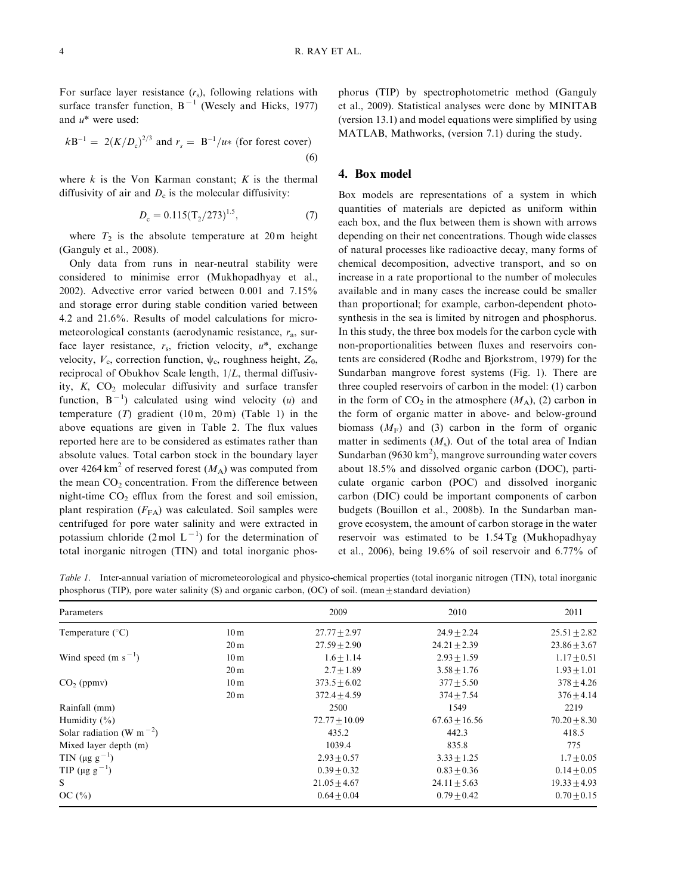For surface layer resistance ($r_s$), following relations with surface transfer function, $B^{-1}$ (Wesely and Hicks, 1977) and $u^*$ were used:

$$kB^{-1} = 2(K/D_c)^{2/3} \text{ and } r_s = B^{-1}/u_* \text{ (for forest cover)} \tag{6}$$

where $k$ is the Von Karman constant; $K$ is the thermal diffusivity of air and $D_c$ is the molecular diffusivity:

$$D_c = 0.115(T_2/273)^{1.5}, \tag{7}$$

where $T_2$ is the absolute temperature at 20 m height (Ganguly et al., 2008).

Only data from runs in near-neutral stability were considered to minimise error (Mukhopadhyay et al., 2002). Advective error varied between 0.001 and 7.15% and storage error during stable condition varied between 4.2 and 21.6%. Results of model calculations for micro-meteorological constants (aerodynamic resistance, $r_a$, surface layer resistance, $r_s$, friction velocity, $u^*$, exchange velocity, $V_c$, correction function, $\psi_c$, roughness height, $Z_0$, reciprocal of Obukhov Scale length, $1/L$, thermal diffusivity, $K$, $CO_2$ molecular diffusivity and surface transfer function, $B^{-1}$) calculated using wind velocity ($u$) and temperature ($T$) gradient (10 m, 20 m) (Table 1) in the above equations are given in Table 2. The flux values reported here are to be considered as estimates rather than absolute values. Total carbon stock in the boundary layer over 4264 km$^2$ of reserved forest ($M_A$) was computed from the mean $CO_2$ concentration. From the difference between night-time $CO_2$ efflux from the forest and soil emission, plant respiration ($F_{FA}$) was calculated. Soil samples were centrifuged for pore water salinity and were extracted in potassium chloride (2 mol L$^{-1}$) for the determination of total inorganic nitrogen (TIN) and total inorganic phosphorus (TIP) by spectrophotometric method (Ganguly et al., 2009). Statistical analyses were done by MINITAB (version 13.1) and model equations were simplified by using MATLAB, Mathworks, (version 7.1) during the study.

## 4. Box model

Box models are representations of a system in which quantities of materials are depicted as uniform within each box, and the flux between them is shown with arrows depending on their net concentrations. Though wide classes of natural processes like radioactive decay, many forms of chemical decomposition, advective transport, and so on increase in a rate proportional to the number of molecules available and in many cases the increase could be smaller than proportional; for example, carbon-dependent photosynthesis in the sea is limited by nitrogen and phosphorus. In this study, the three box models for the carbon cycle with non-proportionalities between fluxes and reservoirs contents are considered (Rodhe and Bjorkstrom, 1979) for the Sundarban mangrove forest systems (Fig. 1). There are three coupled reservoirs of carbon in the model: (1) carbon in the form of $CO_2$ in the atmosphere ($M_A$), (2) carbon in the form of organic matter in above- and below-ground biomass ($M_F$) and (3) carbon in the form of organic matter in sediments ($M_s$). Out of the total area of Indian Sundarban (9630 km$^2$), mangrove surrounding water covers about 18.5% and dissolved organic carbon (DOC), particulate organic carbon (POC) and dissolved inorganic carbon (DIC) could be important components of carbon budgets (Bouillon et al., 2008b). In the Sundarban mangrove ecosystem, the amount of carbon storage in the water reservoir was estimated to be 1.54 Tg (Mukhopadhyay et al., 2006), being 19.6% of soil reservoir and 6.77% of

*Table 1.* Inter-annual variation of micrometeorological and physico-chemical properties (total inorganic nitrogen (TIN), total inorganic phosphorus (TIP), pore water salinity (S) and organic carbon, (OC) of soil. (mean ± standard deviation)

| Parameters | | 2009 | 2010 | 2011 |
|---|---|---|---|---|
| Temperature (°C) | 10 m | 27.77 ± 2.97 | 24.9 ± 2.24 | 25.51 ± 2.82 |
| | 20 m | 27.59 ± 2.90 | 24.21 ± 2.39 | 23.86 ± 3.67 |
| Wind speed (m s$^{-1}$) | 10 m | 1.6 ± 1.14 | 2.93 ± 1.59 | 1.17 ± 0.51 |
| | 20 m | 2.7 ± 1.89 | 3.58 ± 1.76 | 1.93 ± 1.01 |
| $CO_2$ (ppmv) | 10 m | 373.5 ± 6.02 | 377 ± 5.50 | 378 ± 4.26 |
| | 20 m | 372.4 ± 4.59 | 374 ± 7.54 | 376 ± 4.14 |
| Rainfall (mm) | | 2500 | 1549 | 2219 |
| Humidity (%) | | 72.77 ± 10.09 | 67.63 ± 16.56 | 70.20 ± 8.30 |
| Solar radiation (W m$^{-2}$) | | 435.2 | 442.3 | 418.5 |
| Mixed layer depth (m) | | 1039.4 | 835.8 | 775 |
| TIN (µg g$^{-1}$) | | 2.93 ± 0.57 | 3.33 ± 1.25 | 1.7 ± 0.05 |
| TIP (µg g$^{-1}$) | | 0.39 ± 0.32 | 0.83 ± 0.36 | 0.14 ± 0.05 |
| S | | 21.05 ± 4.67 | 24.11 ± 5.63 | 19.33 ± 4.93 |
| OC (%) | | 0.64 ± 0.04 | 0.79 ± 0.42 | 0.70 ± 0.15 |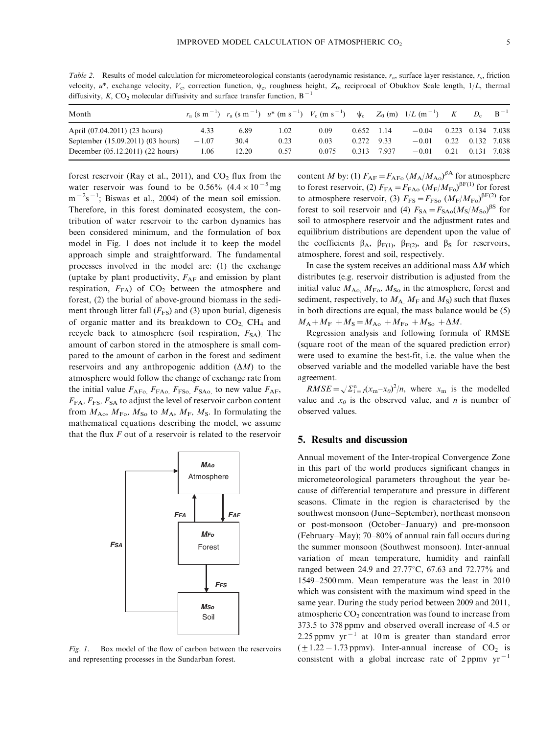*Table 2.* Results of model calculation for micrometeorological constants (aerodynamic resistance, $r_a$, surface layer resistance, $r_s$, friction velocity, $u^*$, exchange velocity, $V_e$, correction function, $\psi_c$, roughness height, $Z_0$, reciprocal of Obukhov Scale length, $1/L$, thermal diffusivity, $K$, $CO_2$ molecular diffusivity and surface transfer function, $B^{-1}$

| Month | $r_a$ (s m$^{-1}$) | $r_a$ (s m$^{-1}$) | $u^*$ (m s$^{-1}$) | $V_e$ (m s$^{-1}$) | $\psi_c$ | $Z_0$ (m) | $1/L$ (m$^{-1}$) | $K$ | $D_c$ | $B^{-1}$ |
|---|---|---|---|---|---|---|---|---|---|---|
| April (07.04.2011) (23 hours) | 4.33 | 6.89 | 1.02 | 0.09 | 0.652 | 1.14 | −0.04 | 0.223 | 0.134 | 7.038 |
| September (15.09.2011) (03 hours) | −1.07 | 30.4 | 0.23 | 0.03 | 0.272 | 9.33 | −0.01 | 0.22 | 0.132 | 7.038 |
| December (05.12.2011) (22 hours) | 1.06 | 12.20 | 0.57 | 0.075 | 0.313 | 7.937 | −0.01 | 0.21 | 0.131 | 7.038 |

forest reservoir (Ray et al., 2011), and $CO_2$ flux from the water reservoir was found to be 0.56% ($4.4 \times 10^{-5}$ mg m$^{-2}$s$^{-1}$; Biswas et al., 2004) of the mean soil emission. Therefore, in this forest dominated ecosystem, the contribution of water reservoir to the carbon dynamics has been considered minimum, and the formulation of box model in Fig. 1 does not include it to keep the model approach simple and straightforward. The fundamental processes involved in the model are: (1) the exchange (uptake by plant productivity, $F_{AF}$ and emission by plant respiration, $F_{FA}$) of $CO_2$ between the atmosphere and forest, (2) the burial of above-ground biomass in the sediment through litter fall ($F_{FS}$) and (3) upon burial, digenesis of organic matter and its breakdown to $CO_2$, $CH_4$ and recycle back to atmosphere (soil respiration, $F_{SA}$). The amount of carbon stored in the atmosphere is small compared to the amount of carbon in the forest and sediment reservoirs and any anthropogenic addition ($\Delta M$) to the atmosphere would follow the change of exchange rate from the initial value $F_{AFo}$, $F_{FAo}$, $F_{FSo}$, $F_{SAo}$ to new value $F_{AF}$, $F_{FA}$, $F_{FS}$, $F_{SA}$ to adjust the level of reservoir carbon content from $M_{Ao}$, $M_{Fo}$, $M_{So}$ to $M_A$, $M_F$, $M_S$. In formulating the mathematical equations describing the model, we assume that the flux $F$ out of a reservoir is related to the reservoir

Fig. 1. Box model of the flow of carbon between the reservoirs and representing processes in the Sundarban forest.

content $M$ by: (1) $F_{AF} = F_{AFo}\,(M_A/M_{Ao})^{\beta A}$ for atmosphere to forest reservoir, (2) $F_{FA} = F_{FAo}\,(M_F/M_{Fo})^{\beta F(1)}$ for forest to atmosphere reservoir, (3) $F_{FS} = F_{FSo}\,(M_F/M_{Fo})^{\beta F(2)}$ for forest to soil reservoir and (4) $F_{SA} = F_{SAo}(M_S/M_{So})^{\beta S}$ for soil to atmosphere reservoir and the adjustment rates and equilibrium distributions are dependent upon the value of the coefficients $\beta_A$, $\beta_{F(1)}$, $\beta_{F(2)}$, and $\beta_S$ for reservoirs, atmosphere, forest and soil, respectively.

In case the system receives an additional mass $\Delta M$ which distributes (e.g. reservoir distribution is adjusted from the initial value $M_{Ao}$, $M_{Fo}$, $M_{So}$ in the atmosphere, forest and sediment, respectively, to $M_A$, $M_F$ and $M_S$) such that fluxes in both directions are equal, the mass balance would be (5) $M_A + M_F + M_S = M_{Ao} + M_{Fo} + M_{So} + \Delta M$.

Regression analysis and following formula of RMSE (square root of the mean of the squared prediction error) were used to examine the best-fit, i.e. the value when the observed variable and the modelled variable have the best agreement.

$RMSE = \sqrt{\Sigma_{i=1}^{n}(x_m - x_0)^2/n}$, where $x_m$ is the modelled value and $x_0$ is the observed value, and $n$ is number of observed values.

## 5. Results and discussion

Annual movement of the Inter-tropical Convergence Zone in this part of the world produces significant changes in micrometeorological parameters throughout the year because of differential temperature and pressure in different seasons. Climate in the region is characterised by the southwest monsoon (June–September), northeast monsoon or post-monsoon (October–January) and pre-monsoon (February–May); 70–80% of annual rain fall occurs during the summer monsoon (Southwest monsoon). Inter-annual variation of mean temperature, humidity and rainfall ranged between 24.9 and 27.77°C, 67.63 and 72.77% and 1549–2500 mm. Mean temperature was the least in 2010 which was consistent with the maximum wind speed in the same year. During the study period between 2009 and 2011, atmospheric $CO_2$ concentration was found to increase from 373.5 to 378 ppmv and observed overall increase of 4.5 or 2.25 ppmv yr$^{-1}$ at 10 m is greater than standard error (±1.22 − 1.73 ppmv). Inter-annual increase of $CO_2$ is consistent with a global increase rate of 2 ppmv yr$^{-1}$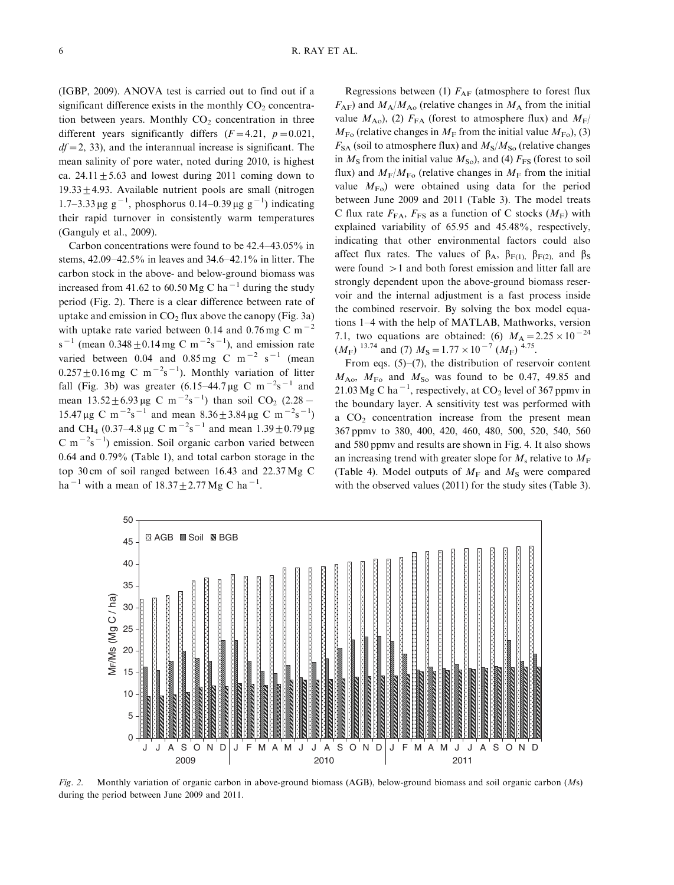(IGBP, 2009). ANOVA test is carried out to find out if a significant difference exists in the monthly $CO_2$ concentration between years. Monthly $CO_2$ concentration in three different years significantly differs ($F = 4.21$, $p = 0.021$, $df = 2$, 33), and the interannual increase is significant. The mean salinity of pore water, noted during 2010, is highest ca. $24.11 \pm 5.63$ and lowest during 2011 coming down to $19.33 \pm 4.93$. Available nutrient pools are small (nitrogen 1.7–3.33 μg $g^{-1}$, phosphorus 0.14–0.39 μg $g^{-1}$) indicating their rapid turnover in consistently warm temperatures (Ganguly et al., 2009).

Carbon concentrations were found to be 42.4–43.05% in stems, 42.09–42.5% in leaves and 34.6–42.1% in litter. The carbon stock in the above- and below-ground biomass was increased from 41.62 to 60.50 Mg C $ha^{-1}$ during the study period (Fig. 2). There is a clear difference between rate of uptake and emission in $CO_2$ flux above the canopy (Fig. 3a) with uptake rate varied between 0.14 and 0.76 mg C $m^{-2}$ $s^{-1}$ (mean $0.348 \pm 0.14$ mg C $m^{-2}s^{-1}$), and emission rate varied between 0.04 and 0.85 mg C $m^{-2}$ $s^{-1}$ (mean $0.257 \pm 0.16$ mg C $m^{-2}s^{-1}$). Monthly variation of litter fall (Fig. 3b) was greater (6.15–44.7 μg C $m^{-2}s^{-1}$ and mean $13.52 \pm 6.93$ μg C $m^{-2}s^{-1}$) than soil $CO_2$ (2.28 – 15.47 μg C $m^{-2}s^{-1}$ and mean $8.36 \pm 3.84$ μg C $m^{-2}s^{-1}$) and $CH_4$ (0.37–4.8 μg C $m^{-2}s^{-1}$ and mean $1.39 \pm 0.79$ μg C $m^{-2}s^{-1}$) emission. Soil organic carbon varied between 0.64 and 0.79% (Table 1), and total carbon storage in the top 30 cm of soil ranged between 16.43 and 22.37 Mg C $ha^{-1}$ with a mean of $18.37 \pm 2.77$ Mg C $ha^{-1}$.

Regressions between (1) $F_{AF}$ (atmosphere to forest flux $F_{AF}$) and $M_A/M_{Ao}$ (relative changes in $M_A$ from the initial value $M_{Ao}$), (2) $F_{FA}$ (forest to atmosphere flux) and $M_F/M_{Fo}$ (relative changes in $M_F$ from the initial value $M_{Fo}$), (3) $F_{SA}$ (soil to atmosphere flux) and $M_S/M_{So}$ (relative changes in $M_S$ from the initial value $M_{So}$), and (4) $F_{FS}$ (forest to soil flux) and $M_F/M_{Fo}$ (relative changes in $M_F$ from the initial value $M_{Fo}$) were obtained using data for the period between June 2009 and 2011 (Table 3). The model treats C flux rate $F_{FA}$, $F_{FS}$ as a function of C stocks ($M_F$) with explained variability of 65.95 and 45.48%, respectively, indicating that other environmental factors could also affect flux rates. The values of $\beta_A$, $\beta_{F(1)}$, $\beta_{F(2)}$, and $\beta_S$ were found $>1$ and both forest emission and litter fall are strongly dependent upon the above-ground biomass reservoir and the internal adjustment is a fast process inside the combined reservoir. By solving the box model equations 1–4 with the help of MATLAB, Mathworks, version 7.1, two equations are obtained: (6) $M_A = 2.25 \times 10^{-24} (M_F)^{13.74}$ and (7) $M_S = 1.77 \times 10^{-7} (M_F)^{4.75}$.

From eqs. (5)–(7), the distribution of reservoir content $M_{Ao}$, $M_{Fo}$ and $M_{So}$ was found to be 0.47, 49.85 and 21.03 Mg C $ha^{-1}$, respectively, at $CO_2$ level of 367 ppmv in the boundary layer. A sensitivity test was performed with a $CO_2$ concentration increase from the present mean 367 ppmv to 380, 400, 420, 460, 480, 500, 520, 540, 560 and 580 ppmv and results are shown in Fig. 4. It also shows an increasing trend with greater slope for $M_s$ relative to $M_F$ (Table 4). Model outputs of $M_F$ and $M_S$ were compared with the observed values (2011) for the study sites (Table 3).

*Fig. 2.* Monthly variation of organic carbon in above-ground biomass (AGB), below-ground biomass and soil organic carbon ($Ms$) during the period between June 2009 and 2011.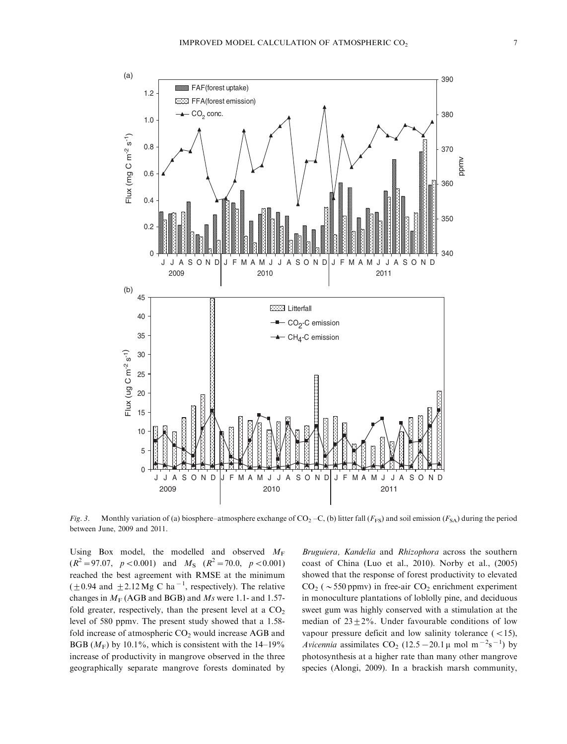*Fig. 3.* Monthly variation of (a) biosphere–atmosphere exchange of $CO_2$ –C, (b) litter fall ($F_{FS}$) and soil emission ($F_{SA}$) during the period between June, 2009 and 2011.

Using Box model, the modelled and observed $M_F$ ($R^2 = 97.07$, $p < 0.001$) and $M_S$ ($R^2 = 70.0$, $p < 0.001$) reached the best agreement with RMSE at the minimum ($\pm 0.94$ and $\pm 2.12$ Mg C ha$^{-1}$, respectively). The relative changes in $M_F$ (AGB and BGB) and $Ms$ were 1.1- and 1.57-fold greater, respectively, than the present level at a $CO_2$ level of 580 ppmv. The present study showed that a 1.58-fold increase of atmospheric $CO_2$ would increase AGB and BGB ($M_F$) by 10.1%, which is consistent with the 14–19% increase of productivity in mangrove observed in the three geographically separate mangrove forests dominated by *Bruguiera*, *Kandelia* and *Rhizophora* across the southern coast of China (Luo et al., 2010). Norby et al., (2005) showed that the response of forest productivity to elevated $CO_2$ ($\sim 550$ ppmv) in free-air $CO_2$ enrichment experiment in monoculture plantations of loblolly pine, and deciduous sweet gum was highly conserved with a stimulation at the median of $23 \pm 2\%$. Under favourable conditions of low vapour pressure deficit and low salinity tolerance ($< 15$), *Avicennia* assimilates $CO_2$ ($12.5 - 20.1\,\mu$ mol m$^{-2}$s$^{-1}$) by photosynthesis at a higher rate than many other mangrove species (Alongi, 2009). In a brackish marsh community,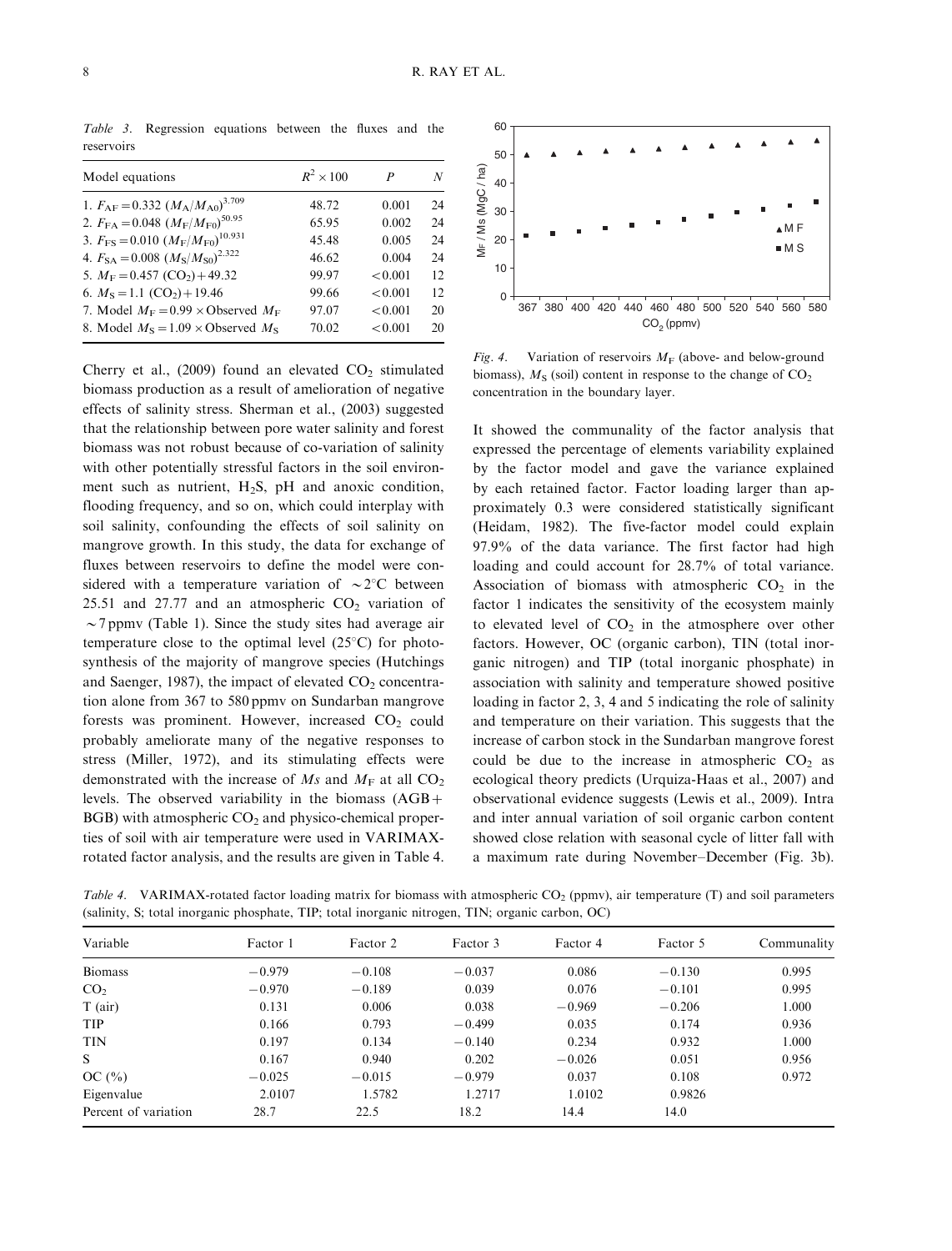*Table 3.* Regression equations between the fluxes and the reservoirs

| Model equations | $R^2 \times 100$ | $P$ | $N$ |
|---|---|---|---|
| 1. $F_{AF} = 0.332\ (M_A/M_{A0})^{3.709}$ | 48.72 | 0.001 | 24 |
| 2. $F_{FA} = 0.048\ (M_F/M_{F0})^{50.95}$ | 65.95 | 0.002 | 24 |
| 3. $F_{FS} = 0.010\ (M_F/M_{F0})^{10.931}$ | 45.48 | 0.005 | 24 |
| 4. $F_{SA} = 0.008\ (M_S/M_{S0})^{2.322}$ | 46.62 | 0.004 | 24 |
| 5. $M_F = 0.457\ (CO_2) + 49.32$ | 99.97 | $<0.001$ | 12 |
| 6. $M_S = 1.1\ (CO_2) + 19.46$ | 99.66 | $<0.001$ | 12 |
| 7. Model $M_F = 0.99 \times$ Observed $M_F$ | 97.07 | $<0.001$ | 20 |
| 8. Model $M_S = 1.09 \times$ Observed $M_S$ | 70.02 | $<0.001$ | 20 |

Cherry et al., (2009) found an elevated $CO_2$ stimulated biomass production as a result of amelioration of negative effects of salinity stress. Sherman et al., (2003) suggested that the relationship between pore water salinity and forest biomass was not robust because of co-variation of salinity with other potentially stressful factors in the soil environment such as nutrient, $H_2S$, pH and anoxic condition, flooding frequency, and so on, which could interplay with soil salinity, confounding the effects of soil salinity on mangrove growth. In this study, the data for exchange of fluxes between reservoirs to define the model were considered with a temperature variation of $\sim 2°C$ between 25.51 and 27.77 and an atmospheric $CO_2$ variation of $\sim 7$ ppmv (Table 1). Since the study sites had average air temperature close to the optimal level (25°C) for photosynthesis of the majority of mangrove species (Hutchings and Saenger, 1987), the impact of elevated $CO_2$ concentration alone from 367 to 580 ppmv on Sundarban mangrove forests was prominent. However, increased $CO_2$ could probably ameliorate many of the negative responses to stress (Miller, 1972), and its stimulating effects were demonstrated with the increase of $Ms$ and $M_F$ at all $CO_2$ levels. The observed variability in the biomass (AGB + BGB) with atmospheric $CO_2$ and physico-chemical properties of soil with air temperature were used in VARIMAX-rotated factor analysis, and the results are given in Table 4.

*Fig. 4.* Variation of reservoirs $M_F$ (above- and below-ground biomass), $M_S$ (soil) content in response to the change of $CO_2$ concentration in the boundary layer.

It showed the communality of the factor analysis that expressed the percentage of elements variability explained by the factor model and gave the variance explained by each retained factor. Factor loading larger than approximately 0.3 were considered statistically significant (Heidam, 1982). The five-factor model could explain 97.9% of the data variance. The first factor had high loading and could account for 28.7% of total variance. Association of biomass with atmospheric $CO_2$ in the factor 1 indicates the sensitivity of the ecosystem mainly to elevated level of $CO_2$ in the atmosphere over other factors. However, OC (organic carbon), TIN (total inorganic nitrogen) and TIP (total inorganic phosphate) in association with salinity and temperature showed positive loading in factor 2, 3, 4 and 5 indicating the role of salinity and temperature on their variation. This suggests that the increase of carbon stock in the Sundarban mangrove forest could be due to the increase in atmospheric $CO_2$ as ecological theory predicts (Urquiza-Haas et al., 2007) and observational evidence suggests (Lewis et al., 2009). Intra and inter annual variation of soil organic carbon content showed close relation with seasonal cycle of litter fall with a maximum rate during November–December (Fig. 3b).

*Table 4.* VARIMAX-rotated factor loading matrix for biomass with atmospheric $CO_2$ (ppmv), air temperature (T) and soil parameters (salinity, S; total inorganic phosphate, TIP; total inorganic nitrogen, TIN; organic carbon, OC)

| Variable | Factor 1 | Factor 2 | Factor 3 | Factor 4 | Factor 5 | Communality |
|---|---|---|---|---|---|---|
| Biomass | −0.979 | −0.108 | −0.037 | 0.086 | −0.130 | 0.995 |
| $CO_2$ | −0.970 | −0.189 | 0.039 | 0.076 | −0.101 | 0.995 |
| T (air) | 0.131 | 0.006 | 0.038 | −0.969 | −0.206 | 1.000 |
| TIP | 0.166 | 0.793 | −0.499 | 0.035 | 0.174 | 0.936 |
| TIN | 0.197 | 0.134 | −0.140 | 0.234 | 0.932 | 1.000 |
| S | 0.167 | 0.940 | 0.202 | −0.026 | 0.051 | 0.956 |
| OC (%) | −0.025 | −0.015 | −0.979 | 0.037 | 0.108 | 0.972 |
| Eigenvalue | 2.0107 | 1.5782 | 1.2717 | 1.0102 | 0.9826 | |
| Percent of variation | 28.7 | 22.5 | 18.2 | 14.4 | 14.0 | |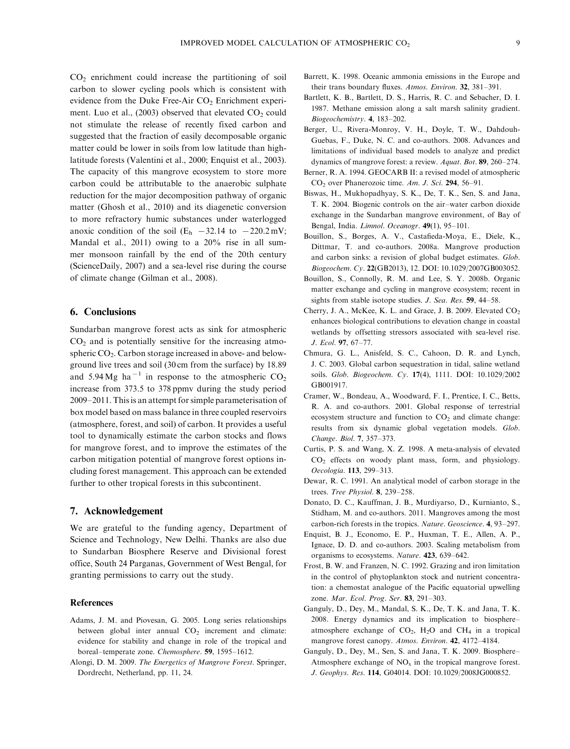$CO_2$ enrichment could increase the partitioning of soil carbon to slower cycling pools which is consistent with evidence from the Duke Free-Air $CO_2$ Enrichment experiment. Luo et al., (2003) observed that elevated $CO_2$ could not stimulate the release of recently fixed carbon and suggested that the fraction of easily decomposable organic matter could be lower in soils from low latitude than high-latitude forests (Valentini et al., 2000; Enquist et al., 2003). The capacity of this mangrove ecosystem to store more carbon could be attributable to the anaerobic sulphate reduction for the major decomposition pathway of organic matter (Ghosh et al., 2010) and its diagenetic conversion to more refractory humic substances under waterlogged anoxic condition of the soil ($E_h$ $-32.14$ to $-220.2$ mV; Mandal et al., 2011) owing to a 20% rise in all summer monsoon rainfall by the end of the 20th century (ScienceDaily, 2007) and a sea-level rise during the course of climate change (Gilman et al., 2008).

## 6. Conclusions

Sundarban mangrove forest acts as sink for atmospheric $CO_2$ and is potentially sensitive for the increasing atmospheric $CO_2$. Carbon storage increased in above- and belowground live trees and soil (30 cm from the surface) by 18.89 and 5.94 Mg $ha^{-1}$ in response to the atmospheric $CO_2$ increase from 373.5 to 378 ppmv during the study period 2009–2011. This is an attempt for simple parameterisation of box model based on mass balance in three coupled reservoirs (atmosphere, forest, and soil) of carbon. It provides a useful tool to dynamically estimate the carbon stocks and flows for mangrove forest, and to improve the estimates of the carbon mitigation potential of mangrove forest options including forest management. This approach can be extended further to other tropical forests in this subcontinent.

## 7. Acknowledgement

We are grateful to the funding agency, Department of Science and Technology, New Delhi. Thanks are also due to Sundarban Biosphere Reserve and Divisional forest office, South 24 Parganas, Government of West Bengal, for granting permissions to carry out the study.

## References

Adams, J. M. and Piovesan, G. 2005. Long series relationships between global inter annual $CO_2$ increment and climate: evidence for stability and change in role of the tropical and boreal–temperate zone. *Chemosphere*. **59**, 1595–1612.

Alongi, D. M. 2009. *The Energetics of Mangrove Forest*. Springer, Dordrecht, Netherland, pp. 11, 24.

Barrett, K. 1998. Oceanic ammonia emissions in the Europe and their trans boundary fluxes. *Atmos. Environ*. **32**, 381–391.

Bartlett, K. B., Bartlett, D. S., Harris, R. C. and Sebacher, D. I. 1987. Methane emission along a salt marsh salinity gradient. *Biogeochemistry*. **4**, 183–202.

Berger, U., Rivera-Monroy, V. H., Doyle, T. W., Dahdouh-Guebas, F., Duke, N. C. and co-authors. 2008. Advances and limitations of individual based models to analyze and predict dynamics of mangrove forest: a review. *Aquat. Bot*. **89**, 260–274.

Berner, R. A. 1994. GEOCARB II: a revised model of atmospheric $CO_2$ over Phanerozoic time. *Am. J. Sci*. **294**, 56–91.

Biswas, H., Mukhopadhyay, S. K., De, T. K., Sen, S. and Jana, T. K. 2004. Biogenic controls on the air–water carbon dioxide exchange in the Sundarban mangrove environment, of Bay of Bengal, India. *Limnol. Oceanogr*. **49**(1), 95–101.

Bouillon, S., Borges, A. V., Castañeda-Moya, E., Diele, K., Dittmar, T. and co-authors. 2008a. Mangrove production and carbon sinks: a revision of global budget estimates. *Glob. Biogeochem. Cy*. **22**(GB2013), 12. DOI: 10.1029/2007GB003052.

Bouillon, S., Connolly, R. M. and Lee, S. Y. 2008b. Organic matter exchange and cycling in mangrove ecosystem; recent in sights from stable isotope studies. *J. Sea. Res*. **59**, 44–58.

Cherry, J. A., McKee, K. L. and Grace, J. B. 2009. Elevated $CO_2$ enhances biological contributions to elevation change in coastal wetlands by offsetting stressors associated with sea-level rise. *J. Ecol*. **97**, 67–77.

Chmura, G. L., Anisfeld, S. C., Cahoon, D. R. and Lynch, J. C. 2003. Global carbon sequestration in tidal, saline wetland soils. *Glob. Biogeochem. Cy*. **17**(4), 1111. DOI: 10.1029/2002 GB001917.

Cramer, W., Bondeau, A., Woodward, F. I., Prentice, I. C., Betts, R. A. and co-authors. 2001. Global response of terrestrial ecosystem structure and function to $CO_2$ and climate change: results from six dynamic global vegetation models. *Glob. Change. Biol*. **7**, 357–373.

Curtis, P. S. and Wang, X. Z. 1998. A meta-analysis of elevated $CO_2$ effects on woody plant mass, form, and physiology. *Oecologia*. **113**, 299–313.

Dewar, R. C. 1991. An analytical model of carbon storage in the trees. *Tree Physiol*. **8**, 239–258.

Donato, D. C., Kauffman, J. B., Murdiyarso, D., Kurnianto, S., Stidham, M. and co-authors. 2011. Mangroves among the most carbon-rich forests in the tropics. *Nature. Geoscience*. **4**, 93–297.

Enquist, B. J., Economo, E. P., Huxman, T. E., Allen, A. P., Ignace, D. D. and co-authors. 2003. Scaling metabolism from organisms to ecosystems. *Nature*. **423**, 639–642.

Frost, B. W. and Franzen, N. C. 1992. Grazing and iron limitation in the control of phytoplankton stock and nutrient concentration: a chemostat analogue of the Pacific equatorial upwelling zone. *Mar. Ecol. Prog. Ser*. **83**, 291–303.

Ganguly, D., Dey, M., Mandal, S. K., De, T. K. and Jana, T. K. 2008. Energy dynamics and its implication to biosphere–atmosphere exchange of $CO_2$, $H_2O$ and $CH_4$ in a tropical mangrove forest canopy. *Atmos. Environ*. **42**, 4172–4184.

Ganguly, D., Dey, M., Sen, S. and Jana, T. K. 2009. Biosphere–Atmosphere exchange of $NO_x$ in the tropical mangrove forest. *J. Geophys. Res*. **114**, G04014. DOI: 10.1029/2008JG000852.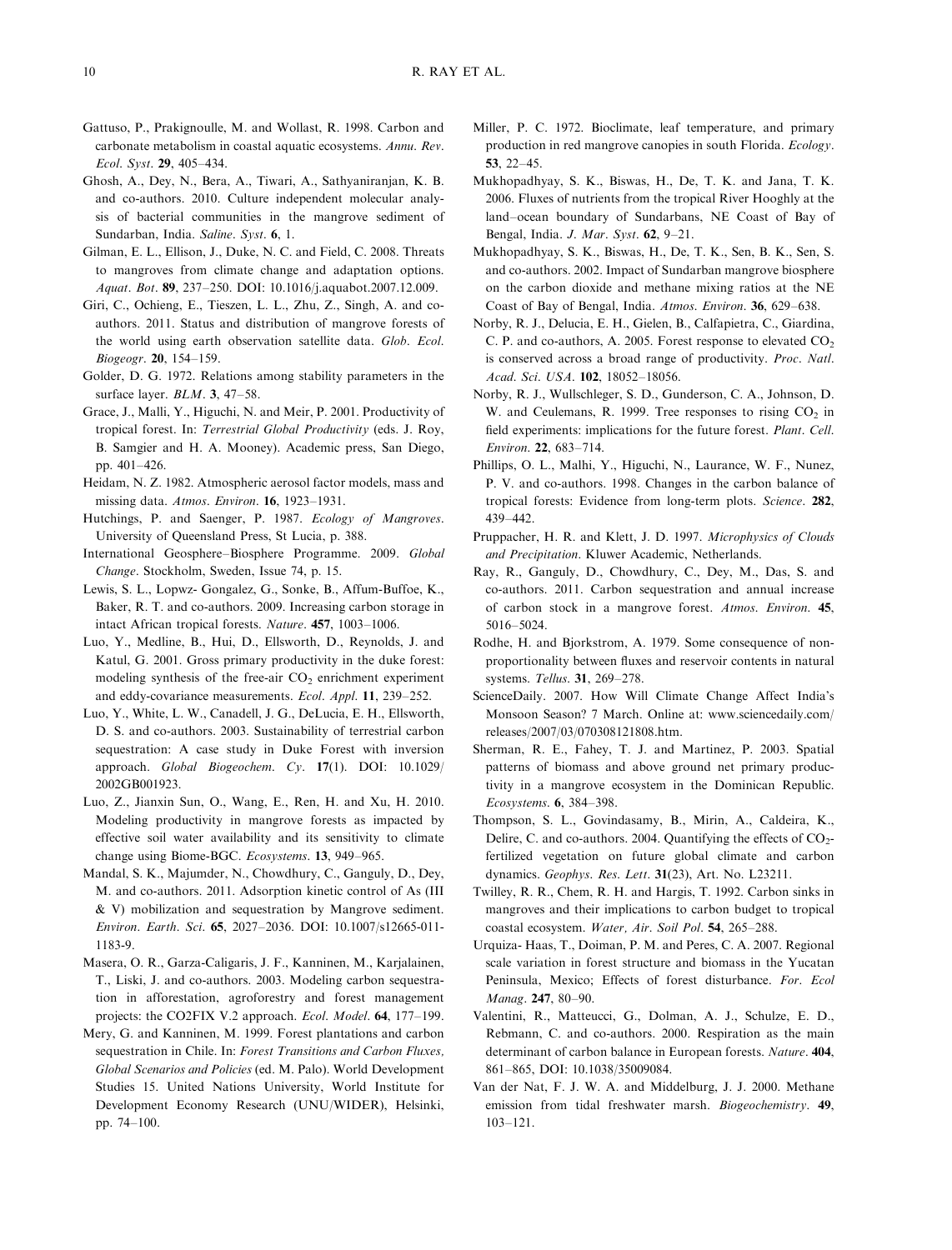Gattuso, P., Prakignoulle, M. and Wollast, R. 1998. Carbon and carbonate metabolism in coastal aquatic ecosystems. *Annu. Rev. Ecol. Syst.* **29**, 405–434.

Ghosh, A., Dey, N., Bera, A., Tiwari, A., Sathyaniranjan, K. B. and co-authors. 2010. Culture independent molecular analysis of bacterial communities in the mangrove sediment of Sundarban, India. *Saline. Syst.* **6**, 1.

Gilman, E. L., Ellison, J., Duke, N. C. and Field, C. 2008. Threats to mangroves from climate change and adaptation options. *Aquat. Bot.* **89**, 237–250. DOI: 10.1016/j.aquabot.2007.12.009.

Giri, C., Ochieng, E., Tieszen, L. L., Zhu, Z., Singh, A. and co-authors. 2011. Status and distribution of mangrove forests of the world using earth observation satellite data. *Glob. Ecol. Biogeogr.* **20**, 154–159.

Golder, D. G. 1972. Relations among stability parameters in the surface layer. *BLM*. **3**, 47–58.

Grace, J., Malli, Y., Higuchi, N. and Meir, P. 2001. Productivity of tropical forest. In: *Terrestrial Global Productivity* (eds. J. Roy, B. Samgier and H. A. Mooney). Academic press, San Diego, pp. 401–426.

Heidam, N. Z. 1982. Atmospheric aerosol factor models, mass and missing data. *Atmos. Environ.* **16**, 1923–1931.

Hutchings, P. and Saenger, P. 1987. *Ecology of Mangroves*. University of Queensland Press, St Lucia, p. 388.

International Geosphere–Biosphere Programme. 2009. *Global Change*. Stockholm, Sweden, Issue 74, p. 15.

Lewis, S. L., Lopwz- Gongalez, G., Sonke, B., Affum-Buffoe, K., Baker, R. T. and co-authors. 2009. Increasing carbon storage in intact African tropical forests. *Nature*. **457**, 1003–1006.

Luo, Y., Medline, B., Hui, D., Ellsworth, D., Reynolds, J. and Katul, G. 2001. Gross primary productivity in the duke forest: modeling synthesis of the free-air $CO_2$ enrichment experiment and eddy-covariance measurements. *Ecol. Appl.* **11**, 239–252.

Luo, Y., White, L. W., Canadell, J. G., DeLucia, E. H., Ellsworth, D. S. and co-authors. 2003. Sustainability of terrestrial carbon sequestration: A case study in Duke Forest with inversion approach. *Global Biogeochem. Cy.* **17**(1). DOI: 10.1029/2002GB001923.

Luo, Z., Jianxin Sun, O., Wang, E., Ren, H. and Xu, H. 2010. Modeling productivity in mangrove forests as impacted by effective soil water availability and its sensitivity to climate change using Biome-BGC. *Ecosystems*. **13**, 949–965.

Mandal, S. K., Majumder, N., Chowdhury, C., Ganguly, D., Dey, M. and co-authors. 2011. Adsorption kinetic control of As (III & V) mobilization and sequestration by Mangrove sediment. *Environ. Earth. Sci.* **65**, 2027–2036. DOI: 10.1007/s12665-011-1183-9.

Masera, O. R., Garza-Caligaris, J. F., Kanninen, M., Karjalainen, T., Liski, J. and co-authors. 2003. Modeling carbon sequestration in afforestation, agroforestry and forest management projects: the CO2FIX V.2 approach. *Ecol. Model.* **64**, 177–199.

Mery, G. and Kanninen, M. 1999. Forest plantations and carbon sequestration in Chile. In: *Forest Transitions and Carbon Fluxes, Global Scenarios and Policies* (ed. M. Palo). World Development Studies 15. United Nations University, World Institute for Development Economy Research (UNU/WIDER), Helsinki, pp. 74–100.

Miller, P. C. 1972. Bioclimate, leaf temperature, and primary production in red mangrove canopies in south Florida. *Ecology*. **53**, 22–45.

Mukhopadhyay, S. K., Biswas, H., De, T. K. and Jana, T. K. 2006. Fluxes of nutrients from the tropical River Hooghly at the land–ocean boundary of Sundarbans, NE Coast of Bay of Bengal, India. *J. Mar. Syst.* **62**, 9–21.

Mukhopadhyay, S. K., Biswas, H., De, T. K., Sen, B. K., Sen, S. and co-authors. 2002. Impact of Sundarban mangrove biosphere on the carbon dioxide and methane mixing ratios at the NE Coast of Bay of Bengal, India. *Atmos. Environ.* **36**, 629–638.

Norby, R. J., Delucia, E. H., Gielen, B., Calfapietra, C., Giardina, C. P. and co-authors, A. 2005. Forest response to elevated $CO_2$ is conserved across a broad range of productivity. *Proc. Natl. Acad. Sci. USA*. **102**, 18052–18056.

Norby, R. J., Wullschleger, S. D., Gunderson, C. A., Johnson, D. W. and Ceulemans, R. 1999. Tree responses to rising $CO_2$ in field experiments: implications for the future forest. *Plant. Cell. Environ.* **22**, 683–714.

Phillips, O. L., Malhi, Y., Higuchi, N., Laurance, W. F., Nunez, P. V. and co-authors. 1998. Changes in the carbon balance of tropical forests: Evidence from long-term plots. *Science*. **282**, 439–442.

Pruppacher, H. R. and Klett, J. D. 1997. *Microphysics of Clouds and Precipitation*. Kluwer Academic, Netherlands.

Ray, R., Ganguly, D., Chowdhury, C., Dey, M., Das, S. and co-authors. 2011. Carbon sequestration and annual increase of carbon stock in a mangrove forest. *Atmos. Environ.* **45**, 5016–5024.

Rodhe, H. and Bjorkstrom, A. 1979. Some consequence of non-proportionality between fluxes and reservoir contents in natural systems. *Tellus*. **31**, 269–278.

ScienceDaily. 2007. How Will Climate Change Affect India's Monsoon Season? 7 March. Online at: www.sciencedaily.com/releases/2007/03/070308121808.htm.

Sherman, R. E., Fahey, T. J. and Martinez, P. 2003. Spatial patterns of biomass and above ground net primary productivity in a mangrove ecosystem in the Dominican Republic. *Ecosystems*. **6**, 384–398.

Thompson, S. L., Govindasamy, B., Mirin, A., Caldeira, K., Delire, C. and co-authors. 2004. Quantifying the effects of $CO_2$-fertilized vegetation on future global climate and carbon dynamics. *Geophys. Res. Lett.* **31**(23), Art. No. L23211.

Twilley, R. R., Chem, R. H. and Hargis, T. 1992. Carbon sinks in mangroves and their implications to carbon budget to tropical coastal ecosystem. *Water, Air. Soil Pol.* **54**, 265–288.

Urquiza- Haas, T., Doiman, P. M. and Peres, C. A. 2007. Regional scale variation in forest structure and biomass in the Yucatan Peninsula, Mexico; Effects of forest disturbance. *For. Ecol Manag.* **247**, 80–90.

Valentini, R., Matteucci, G., Dolman, A. J., Schulze, E. D., Rebmann, C. and co-authors. 2000. Respiration as the main determinant of carbon balance in European forests. *Nature*. **404**, 861–865, DOI: 10.1038/35009084.

Van der Nat, F. J. W. A. and Middelburg, J. J. 2000. Methane emission from tidal freshwater marsh. *Biogeochemistry*. **49**, 103–121.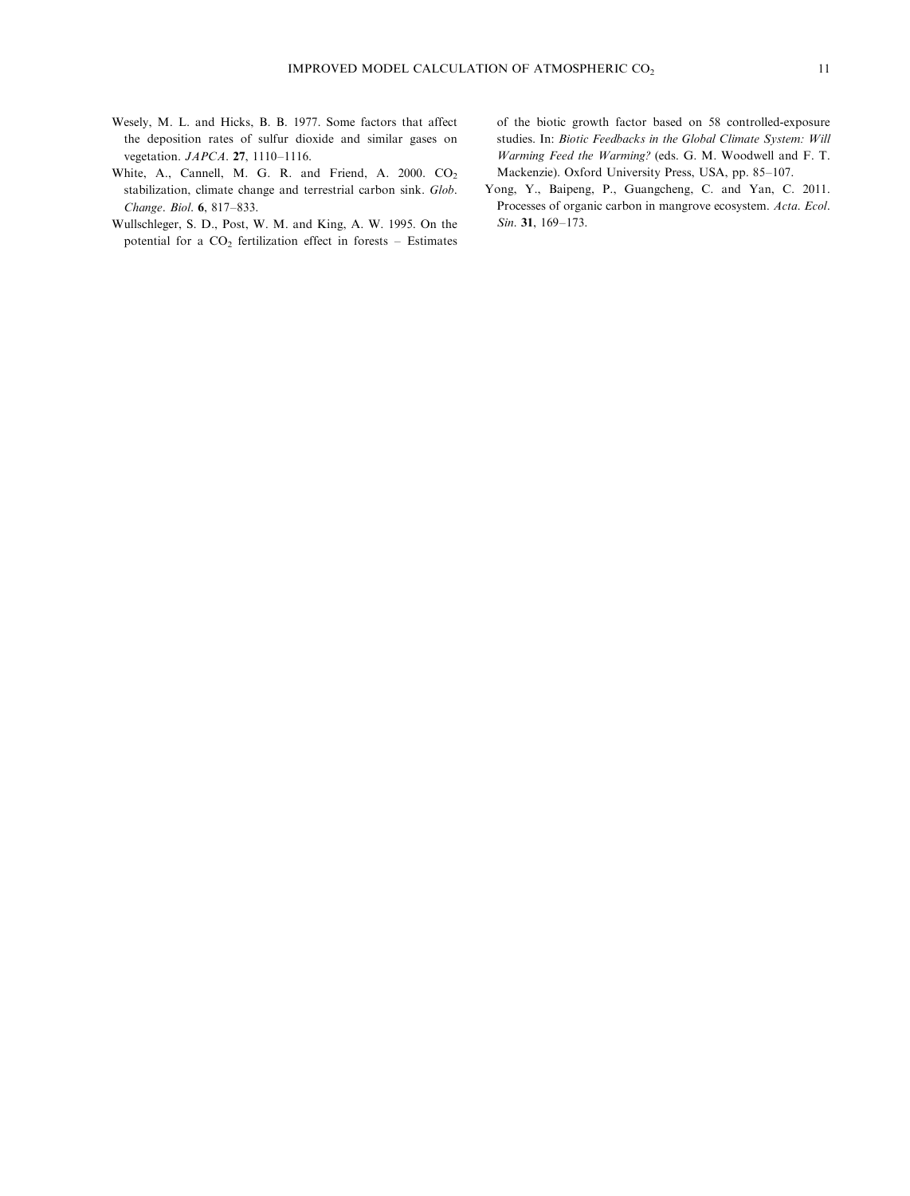Wesely, M. L. and Hicks, B. B. 1977. Some factors that affect the deposition rates of sulfur dioxide and similar gases on vegetation. *JAPCA*. **27**, 1110–1116.

White, A., Cannell, M. G. R. and Friend, A. 2000. $CO_2$ stabilization, climate change and terrestrial carbon sink. *Glob. Change. Biol.* **6**, 817–833.

Wullschleger, S. D., Post, W. M. and King, A. W. 1995. On the potential for a $CO_2$ fertilization effect in forests – Estimates of the biotic growth factor based on 58 controlled-exposure studies. In: *Biotic Feedbacks in the Global Climate System: Will Warming Feed the Warming?* (eds. G. M. Woodwell and F. T. Mackenzie). Oxford University Press, USA, pp. 85–107.

Yong, Y., Baipeng, P., Guangcheng, C. and Yan, C. 2011. Processes of organic carbon in mangrove ecosystem. *Acta. Ecol. Sin.* **31**, 169–173.